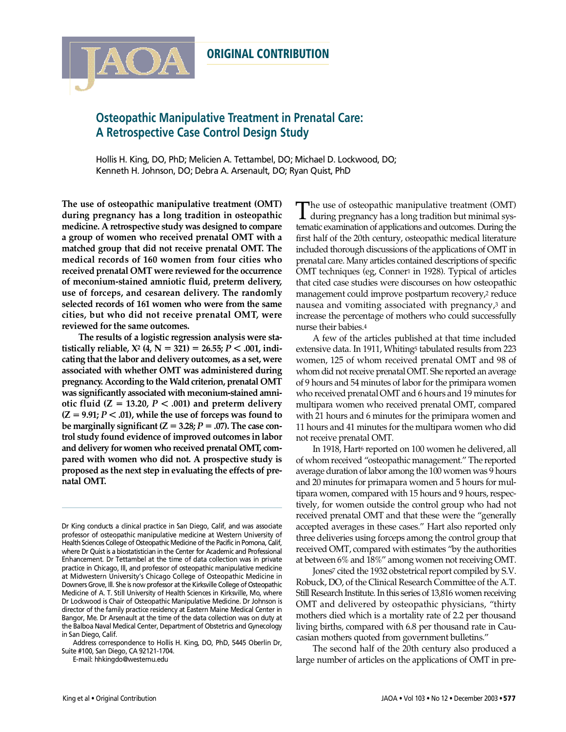ORIGINAL CONTRIBUTION

# Osteopathic Manipulative Treatment in Prenatal Care: A Retrospective Case Control Design Study

Hollis H. King, DO, PhD; Melicien A. Tettambel, DO; Michael D. Lockwood, DO; Kenneth H. Johnson, DO; Debra A. Arsenault, DO; Ryan Quist, PhD

**The use of osteopathic manipulative treatment (OMT) during pregnancy has a long tradition in osteopathic medicine. A retrospective study was designed to compare a group of women who received prenatal OMT with a matched group that did not receive prenatal OMT. The medical records of 160 women from four cities who received prenatal OMT were reviewed for the occurrence of meconium-stained amniotic fluid, preterm delivery, use of forceps, and cesarean delivery. The randomly selected records of 161 women who were from the same cities, but who did not receive prenatal OMT, were reviewed for the same outcomes.**

**The results of a logistic regression analysis were statistically reliable, $X^2$ (4, N = 321) = 26.55; $P < .001$, indicating that the labor and delivery outcomes, as a set, were associated with whether OMT was administered during pregnancy. According to the Wald criterion, prenatal OMT was significantly associated with meconium-stained amniotic fluid (Z = 13.20, $P < .001$) and preterm delivery (Z = 9.91; $P < .01$), while the use of forceps was found to be marginally significant (Z = 3.28; $P = .07$). The case control study found evidence of improved outcomes in labor and delivery for women who received prenatal OMT, compared with women who did not. A prospective study is proposed as the next step in evaluating the effects of prenatal OMT.**

Dr King conducts a clinical practice in San Diego, Calif, and was associate professor of osteopathic manipulative medicine at Western University of Health Sciences College of Osteopathic Medicine of the Pacific in Pomona, Calif, where Dr Quist is a biostatistician in the Center for Academic and Professional Enhancement. Dr Tettambel at the time of data collection was in private practice in Chicago, Ill, and professor of osteopathic manipulative medicine at Midwestern University's Chicago College of Osteopathic Medicine in Downers Grove, Ill. She is now professor at the Kirksville College of Osteopathic Medicine of A. T. Still University of Health Sciences in Kirksville, Mo, where Dr Lockwood is Chair of Osteopathic Manipulative Medicine. Dr Johnson is director of the family practice residency at Eastern Maine Medical Center in Bangor, Me. Dr Arsenault at the time of the data collection was on duty at the Balboa Naval Medical Center, Department of Obstetrics and Gynecology in San Diego, Calif.

Address correspondence to Hollis H. King, DO, PhD, 5445 Oberlin Dr, Suite #100, San Diego, CA 92121-1704.

E-mail: hhkingdo@westernu.edu

The use of osteopathic manipulative treatment (OMT) during pregnancy has a long tradition but minimal systematic examination of applications and outcomes. During the first half of the 20th century, osteopathic medical literature included thorough discussions of the applications of OMT in prenatal care. Many articles contained descriptions of specific OMT techniques (eg, Conner[1] in 1928). Typical of articles that cited case studies were discourses on how osteopathic management could improve postpartum recovery,[2] reduce nausea and vomiting associated with pregnancy,[3] and increase the percentage of mothers who could successfully nurse their babies.[4]

A few of the articles published at that time included extensive data. In 1911, Whiting[5] tabulated results from 223 women, 125 of whom received prenatal OMT and 98 of whom did not receive prenatal OMT. She reported an average of 9 hours and 54 minutes of labor for the primipara women who received prenatal OMT and 6 hours and 19 minutes for multipara women who received prenatal OMT, compared with 21 hours and 6 minutes for the primipara women and 11 hours and 41 minutes for the multipara women who did not receive prenatal OMT.

In 1918, Hart[6] reported on 100 women he delivered, all of whom received "osteopathic management." The reported average duration of labor among the 100 women was 9 hours and 20 minutes for primapara women and 5 hours for multipara women, compared with 15 hours and 9 hours, respectively, for women outside the control group who had not received prenatal OMT and that these were the "generally accepted averages in these cases." Hart also reported only three deliveries using forceps among the control group that received OMT, compared with estimates "by the authorities at between 6% and 18%" among women not receiving OMT.

Jones[7] cited the 1932 obstetrical report compiled by S.V. Robuck, DO, of the Clinical Research Committee of the A.T. Still Research Institute. In this series of 13,816 women receiving OMT and delivered by osteopathic physicians, "thirty mothers died which is a mortality rate of 2.2 per thousand living births, compared with 6.8 per thousand rate in Caucasian mothers quoted from government bulletins."

The second half of the 20th century also produced a large number of articles on the applications of OMT in pre-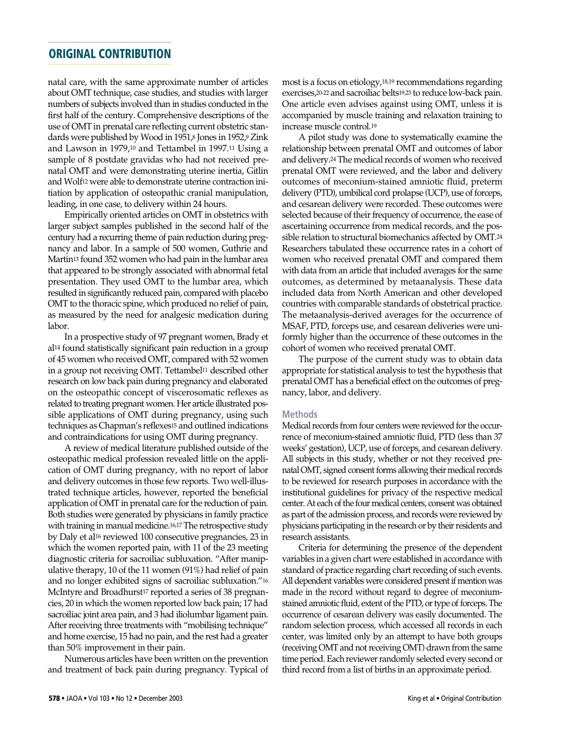natal care, with the same approximate number of articles about OMT technique, case studies, and studies with larger numbers of subjects involved than in studies conducted in the first half of the century. Comprehensive descriptions of the use of OMT in prenatal care reflecting current obstetric standards were published by Wood in 1951,[8] Jones in 1952,[9] Zink and Lawson in 1979,[10] and Tettambel in 1997.[11] Using a sample of 8 postdate gravidas who had not received prenatal OMT and were demonstrating uterine inertia, Gitlin and Wolf[12] were able to demonstrate uterine contraction initiation by application of osteopathic cranial manipulation, leading, in one case, to delivery within 24 hours.

Empirically oriented articles on OMT in obstetrics with larger subject samples published in the second half of the century had a recurring theme of pain reduction during pregnancy and labor. In a sample of 500 women, Guthrie and Martin[13] found 352 women who had pain in the lumbar area that appeared to be strongly associated with abnormal fetal presentation. They used OMT to the lumbar area, which resulted in significantly reduced pain, compared with placebo OMT to the thoracic spine, which produced no relief of pain, as measured by the need for analgesic medication during labor.

In a prospective study of 97 pregnant women, Brady et al[14] found statistically significant pain reduction in a group of 45 women who received OMT, compared with 52 women in a group not receiving OMT. Tettambel[11] described other research on low back pain during pregnancy and elaborated on the osteopathic concept of viscerosomatic reflexes as related to treating pregnant women. Her article illustrated possible applications of OMT during pregnancy, using such techniques as Chapman's reflexes[15] and outlined indications and contraindications for using OMT during pregnancy.

A review of medical literature published outside of the osteopathic medical profession revealed little on the application of OMT during pregnancy, with no report of labor and delivery outcomes in those few reports. Two well-illustrated technique articles, however, reported the beneficial application of OMT in prenatal care for the reduction of pain. Both studies were generated by physicians in family practice with training in manual medicine.[16,17] The retrospective study by Daly et al[16] reviewed 100 consecutive pregnancies, 23 in which the women reported pain, with 11 of the 23 meeting diagnostic criteria for sacroiliac subluxation. "After manipulative therapy, 10 of the 11 women (91%) had relief of pain and no longer exhibited signs of sacroiliac subluxation."[16] McIntyre and Broadhurst[17] reported a series of 38 pregnancies, 20 in which the women reported low back pain; 17 had sacroiliac joint area pain, and 3 had iliolumbar ligament pain. After receiving three treatments with "mobilising technique" and home exercise, 15 had no pain, and the rest had a greater than 50% improvement in their pain.

Numerous articles have been written on the prevention and treatment of back pain during pregnancy. Typical of most is a focus on etiology,[18,19] recommendations regarding exercises,[20-22] and sacroiliac belts[19,23] to reduce low-back pain. One article even advises against using OMT, unless it is accompanied by muscle training and relaxation training to increase muscle control.[19]

A pilot study was done to systematically examine the relationship between prenatal OMT and outcomes of labor and delivery.[24] The medical records of women who received prenatal OMT were reviewed, and the labor and delivery outcomes of meconium-stained amniotic fluid, preterm delivery (PTD), umbilical cord prolapse (UCP), use of forceps, and cesarean delivery were recorded. These outcomes were selected because of their frequency of occurrence, the ease of ascertaining occurrence from medical records, and the possible relation to structural biomechanics affected by OMT.[24] Researchers tabulated these occurrence rates in a cohort of women who received prenatal OMT and compared them with data from an article that included averages for the same outcomes, as determined by metaanalysis. These data included data from North American and other developed countries with comparable standards of obstetrical practice. The metaanalysis-derived averages for the occurrence of MSAF, PTD, forceps use, and cesarean deliveries were uniformly higher than the occurrence of these outcomes in the cohort of women who received prenatal OMT.

The purpose of the current study was to obtain data appropriate for statistical analysis to test the hypothesis that prenatal OMT has a beneficial effect on the outcomes of pregnancy, labor, and delivery.

## Methods

Medical records from four centers were reviewed for the occurrence of meconium-stained amniotic fluid, PTD (less than 37 weeks' gestation), UCP, use of forceps, and cesarean delivery. All subjects in this study, whether or not they received prenatal OMT, signed consent forms allowing their medical records to be reviewed for research purposes in accordance with the institutional guidelines for privacy of the respective medical center. At each of the four medical centers, consent was obtained as part of the admission process, and records were reviewed by physicians participating in the research or by their residents and research assistants.

Criteria for determining the presence of the dependent variables in a given chart were established in accordance with standard of practice regarding chart recording of such events. All dependent variables were considered present if mention was made in the record without regard to degree of meconium-stained amniotic fluid, extent of the PTD, or type of forceps. The occurrence of cesarean delivery was easily documented. The random selection process, which accessed all records in each center, was limited only by an attempt to have both groups (receiving OMT and not receiving OMT) drawn from the same time period. Each reviewer randomly selected every second or third record from a list of births in an approximate period.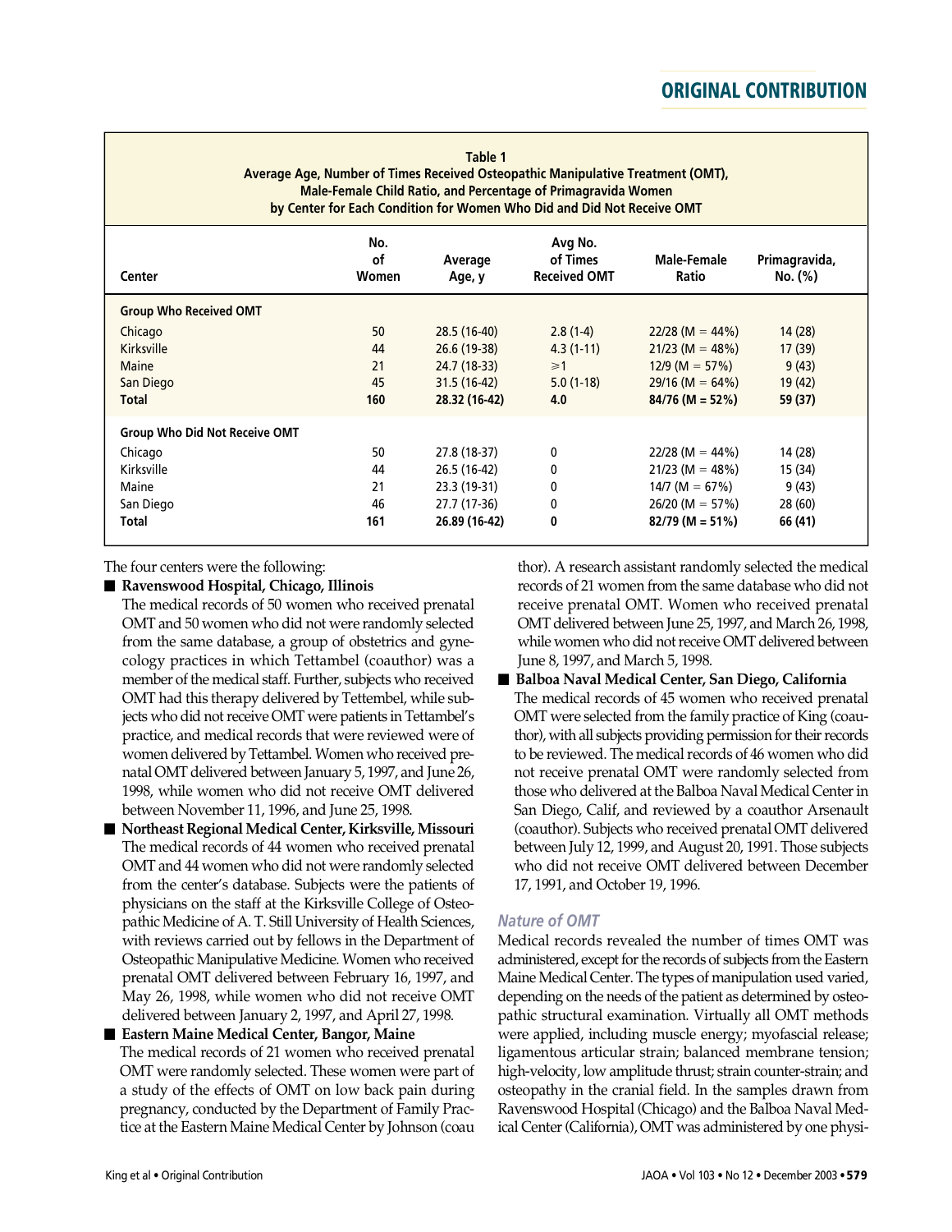**Table 1**
**Average Age, Number of Times Received Osteopathic Manipulative Treatment (OMT), Male-Female Child Ratio, and Percentage of Primagravida Women by Center for Each Condition for Women Who Did and Did Not Receive OMT**

| Center | No. of Women | Average Age, y | Avg No. of Times Received OMT | Male-Female Ratio | Primagravida, No. (%) |
|---|---|---|---|---|---|
| **Group Who Received OMT** | | | | | |
| Chicago | 50 | 28.5 (16-40) | 2.8 (1-4) | 22/28 (M = 44%) | 14 (28) |
| Kirksville | 44 | 26.6 (19-38) | 4.3 (1-11) | 21/23 (M = 48%) | 17 (39) |
| Maine | 21 | 24.7 (18-33) | ⩾1 | 12/9 (M = 57%) | 9 (43) |
| San Diego | 45 | 31.5 (16-42) | 5.0 (1-18) | 29/16 (M = 64%) | 19 (42) |
| **Total** | **160** | **28.32 (16-42)** | **4.0** | **84/76 (M = 52%)** | **59 (37)** |
| **Group Who Did Not Receive OMT** | | | | | |
| Chicago | 50 | 27.8 (18-37) | 0 | 22/28 (M = 44%) | 14 (28) |
| Kirksville | 44 | 26.5 (16-42) | 0 | 21/23 (M = 48%) | 15 (34) |
| Maine | 21 | 23.3 (19-31) | 0 | 14/7 (M = 67%) | 9 (43) |
| San Diego | 46 | 27.7 (17-36) | 0 | 26/20 (M = 57%) | 28 (60) |
| **Total** | **161** | **26.89 (16-42)** | **0** | **82/79 (M = 51%)** | **66 (41)** |

The four centers were the following:

- **Ravenswood Hospital, Chicago, Illinois**
  The medical records of 50 women who received prenatal OMT and 50 women who did not were randomly selected from the same database, a group of obstetrics and gynecology practices in which Tettambel (coauthor) was a member of the medical staff. Further, subjects who received OMT had this therapy delivered by Tettembel, while subjects who did not receive OMT were patients in Tettambel's practice, and medical records that were reviewed were of women delivered by Tettambel. Women who received prenatal OMT delivered between January 5, 1997, and June 26, 1998, while women who did not receive OMT delivered between November 11, 1996, and June 25, 1998.

- **Northeast Regional Medical Center, Kirksville, Missouri**
  The medical records of 44 women who received prenatal OMT and 44 women who did not were randomly selected from the center's database. Subjects were the patients of physicians on the staff at the Kirksville College of Osteopathic Medicine of A. T. Still University of Health Sciences, with reviews carried out by fellows in the Department of Osteopathic Manipulative Medicine. Women who received prenatal OMT delivered between February 16, 1997, and May 26, 1998, while women who did not receive OMT delivered between January 2, 1997, and April 27, 1998.

- **Eastern Maine Medical Center, Bangor, Maine**
  The medical records of 21 women who received prenatal OMT were randomly selected. These women were part of a study of the effects of OMT on low back pain during pregnancy, conducted by the Department of Family Practice at the Eastern Maine Medical Center by Johnson (coauthor). A research assistant randomly selected the medical records of 21 women from the same database who did not receive prenatal OMT. Women who received prenatal OMT delivered between June 25, 1997, and March 26, 1998, while women who did not receive OMT delivered between June 8, 1997, and March 5, 1998.

- **Balboa Naval Medical Center, San Diego, California**
  The medical records of 45 women who received prenatal OMT were selected from the family practice of King (coauthor), with all subjects providing permission for their records to be reviewed. The medical records of 46 women who did not receive prenatal OMT were randomly selected from those who delivered at the Balboa Naval Medical Center in San Diego, Calif, and reviewed by a coauthor Arsenault (coauthor). Subjects who received prenatal OMT delivered between July 12, 1999, and August 20, 1991. Those subjects who did not receive OMT delivered between December 17, 1991, and October 19, 1996.

### *Nature of OMT*

Medical records revealed the number of times OMT was administered, except for the records of subjects from the Eastern Maine Medical Center. The types of manipulation used varied, depending on the needs of the patient as determined by osteopathic structural examination. Virtually all OMT methods were applied, including muscle energy; myofascial release; ligamentous articular strain; balanced membrane tension; high-velocity, low amplitude thrust; strain counter-strain; and osteopathy in the cranial field. In the samples drawn from Ravenswood Hospital (Chicago) and the Balboa Naval Medical Center (California), OMT was administered by one physi-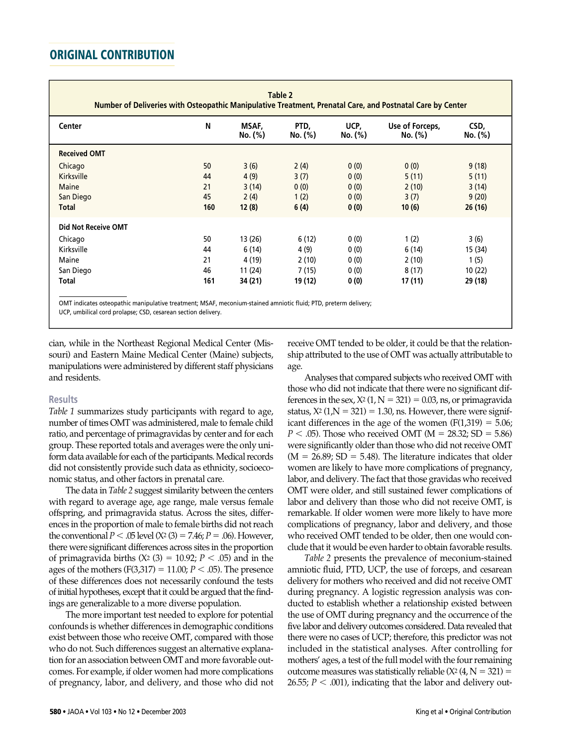**Table 2**
**Number of Deliveries with Osteopathic Manipulative Treatment, Prenatal Care, and Postnatal Care by Center**

| Center | N | MSAF, No. (%) | PTD, No. (%) | UCP, No. (%) | Use of Forceps, No. (%) | CSD, No. (%) |
|---|---|---|---|---|---|---|
| **Received OMT** | | | | | | |
| Chicago | 50 | 3 (6) | 2 (4) | 0 (0) | 0 (0) | 9 (18) |
| Kirksville | 44 | 4 (9) | 3 (7) | 0 (0) | 5 (11) | 5 (11) |
| Maine | 21 | 3 (14) | 0 (0) | 0 (0) | 2 (10) | 3 (14) |
| San Diego | 45 | 2 (4) | 1 (2) | 0 (0) | 3 (7) | 9 (20) |
| **Total** | **160** | **12 (8)** | **6 (4)** | **0 (0)** | **10 (6)** | **26 (16)** |
| **Did Not Receive OMT** | | | | | | |
| Chicago | 50 | 13 (26) | 6 (12) | 0 (0) | 1 (2) | 3 (6) |
| Kirksville | 44 | 6 (14) | 4 (9) | 0 (0) | 6 (14) | 15 (34) |
| Maine | 21 | 4 (19) | 2 (10) | 0 (0) | 2 (10) | 1 (5) |
| San Diego | 46 | 11 (24) | 7 (15) | 0 (0) | 8 (17) | 10 (22) |
| **Total** | **161** | **34 (21)** | **19 (12)** | **0 (0)** | **17 (11)** | **29 (18)** |

OMT indicates osteopathic manipulative treatment; MSAF, meconium-stained amniotic fluid; PTD, preterm delivery; UCP, umbilical cord prolapse; CSD, cesarean section delivery.

cian, while in the Northeast Regional Medical Center (Missouri) and Eastern Maine Medical Center (Maine) subjects, manipulations were administered by different staff physicians and residents.

## Results

*Table 1* summarizes study participants with regard to age, number of times OMT was administered, male to female child ratio, and percentage of primagravidas by center and for each group. These reported totals and averages were the only uniform data available for each of the participants. Medical records did not consistently provide such data as ethnicity, socioeconomic status, and other factors in prenatal care.

The data in *Table 2* suggest similarity between the centers with regard to average age, age range, male versus female offspring, and primagravida status. Across the sites, differences in the proportion of male to female births did not reach the conventional $P < .05$ level ($X^2$ (3) = 7.46; $P$ = .06). However, there were significant differences across sites in the proportion of primagravida births ($X^2$ (3) = 10.92; $P < .05$) and in the ages of the mothers ($F(3,317) = 11.00$; $P < .05$). The presence of these differences does not necessarily confound the tests of initial hypotheses, except that it could be argued that the findings are generalizable to a more diverse population.

The more important test needed to explore for potential confounds is whether differences in demographic conditions exist between those who receive OMT, compared with those who do not. Such differences suggest an alternative explanation for an association between OMT and more favorable outcomes. For example, if older women had more complications of pregnancy, labor, and delivery, and those who did not receive OMT tended to be older, it could be that the relationship attributed to the use of OMT was actually attributable to age.

Analyses that compared subjects who received OMT with those who did not indicate that there were no significant differences in the sex, $X^2$ (1, N = 321) = 0.03, ns, or primagravida status, $X^2$ (1,N = 321) = 1.30, ns. However, there were significant differences in the age of the women ($F(1,319) = 5.06$; $P < .05$). Those who received OMT (M = 28.32; SD = 5.86) were significantly older than those who did not receive OMT (M = 26.89; SD = 5.48). The literature indicates that older women are likely to have more complications of pregnancy, labor, and delivery. The fact that those gravidas who received OMT were older, and still sustained fewer complications of labor and delivery than those who did not receive OMT, is remarkable. If older women were more likely to have more complications of pregnancy, labor and delivery, and those who received OMT tended to be older, then one would conclude that it would be even harder to obtain favorable results.

*Table 2* presents the prevalence of meconium-stained amniotic fluid, PTD, UCP, the use of forceps, and cesarean delivery for mothers who received and did not receive OMT during pregnancy. A logistic regression analysis was conducted to establish whether a relationship existed between the use of OMT during pregnancy and the occurrence of the five labor and delivery outcomes considered. Data revealed that there were no cases of UCP; therefore, this predictor was not included in the statistical analyses. After controlling for mothers' ages, a test of the full model with the four remaining outcome measures was statistically reliable ($X^2$ (4, N = 321) = 26.55; $P < .001$), indicating that the labor and delivery out-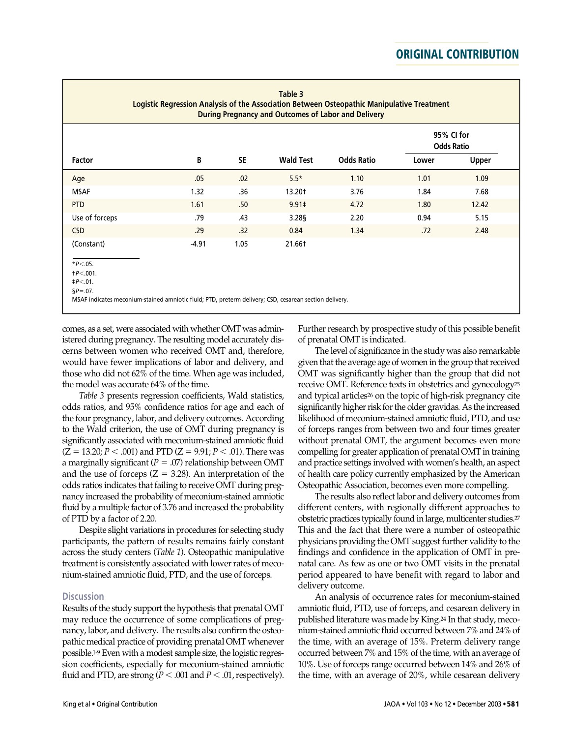**Table 3**
**Logistic Regression Analysis of the Association Between Osteopathic Manipulative Treatment During Pregnancy and Outcomes of Labor and Delivery**

| Factor | B | SE | Wald Test | Odds Ratio | 95% CI for Odds Ratio Lower | Upper |
|---|---|---|---|---|---|---|
| Age | .05 | .02 | 5.5* | 1.10 | 1.01 | 1.09 |
| MSAF | 1.32 | .36 | 13.20† | 3.76 | 1.84 | 7.68 |
| PTD | 1.61 | .50 | 9.91‡ | 4.72 | 1.80 | 12.42 |
| Use of forceps | .79 | .43 | 3.28§ | 2.20 | 0.94 | 5.15 |
| CSD | .29 | .32 | 0.84 | 1.34 | .72 | 2.48 |
| (Constant) | -4.91 | 1.05 | 21.66† | | | |

\* $P < .05$.
† $P < .001$.
‡ $P < .01$.
§ $P = .07$.
MSAF indicates meconium-stained amniotic fluid; PTD, preterm delivery; CSD, cesarean section delivery.

comes, as a set, were associated with whether OMT was administered during pregnancy. The resulting model accurately discerns between women who received OMT and, therefore, would have fewer implications of labor and delivery, and those who did not 62% of the time. When age was included, the model was accurate 64% of the time.

*Table 3* presents regression coefficients, Wald statistics, odds ratios, and 95% confidence ratios for age and each of the four pregnancy, labor, and delivery outcomes. According to the Wald criterion, the use of OMT during pregnancy is significantly associated with meconium-stained amniotic fluid ($Z = 13.20$; $P < .001$) and PTD ($Z = 9.91$; $P < .01$). There was a marginally significant ($P = .07$) relationship between OMT and the use of forceps ($Z = 3.28$). An interpretation of the odds ratios indicates that failing to receive OMT during pregnancy increased the probability of meconium-stained amniotic fluid by a multiple factor of 3.76 and increased the probability of PTD by a factor of 2.20.

Despite slight variations in procedures for selecting study participants, the pattern of results remains fairly constant across the study centers (*Table 1*). Osteopathic manipulative treatment is consistently associated with lower rates of meconium-stained amniotic fluid, PTD, and the use of forceps.

## Discussion

Results of the study support the hypothesis that prenatal OMT may reduce the occurrence of some complications of pregnancy, labor, and delivery. The results also confirm the osteopathic medical practice of providing prenatal OMT whenever possible.[1-9] Even with a modest sample size, the logistic regression coefficients, especially for meconium-stained amniotic fluid and PTD, are strong ($P < .001$ and $P < .01$, respectively). Further research by prospective study of this possible benefit of prenatal OMT is indicated.

The level of significance in the study was also remarkable given that the average age of women in the group that received OMT was significantly higher than the group that did not receive OMT. Reference texts in obstetrics and gynecology[25] and typical articles[26] on the topic of high-risk pregnancy cite significantly higher risk for the older gravidas. As the increased likelihood of meconium-stained amniotic fluid, PTD, and use of forceps ranges from between two and four times greater without prenatal OMT, the argument becomes even more compelling for greater application of prenatal OMT in training and practice settings involved with women's health, an aspect of health care policy currently emphasized by the American Osteopathic Association, becomes even more compelling.

The results also reflect labor and delivery outcomes from different centers, with regionally different approaches to obstetric practices typically found in large, multicenter studies.[27] This and the fact that there were a number of osteopathic physicians providing the OMT suggest further validity to the findings and confidence in the application of OMT in prenatal care. As few as one or two OMT visits in the prenatal period appeared to have benefit with regard to labor and delivery outcome.

An analysis of occurrence rates for meconium-stained amniotic fluid, PTD, use of forceps, and cesarean delivery in published literature was made by King.[24] In that study, meconium-stained amniotic fluid occurred between 7% and 24% of the time, with an average of 15%. Preterm delivery range occurred between 7% and 15% of the time, with an average of 10%. Use of forceps range occurred between 14% and 26% of the time, with an average of 20%, while cesarean delivery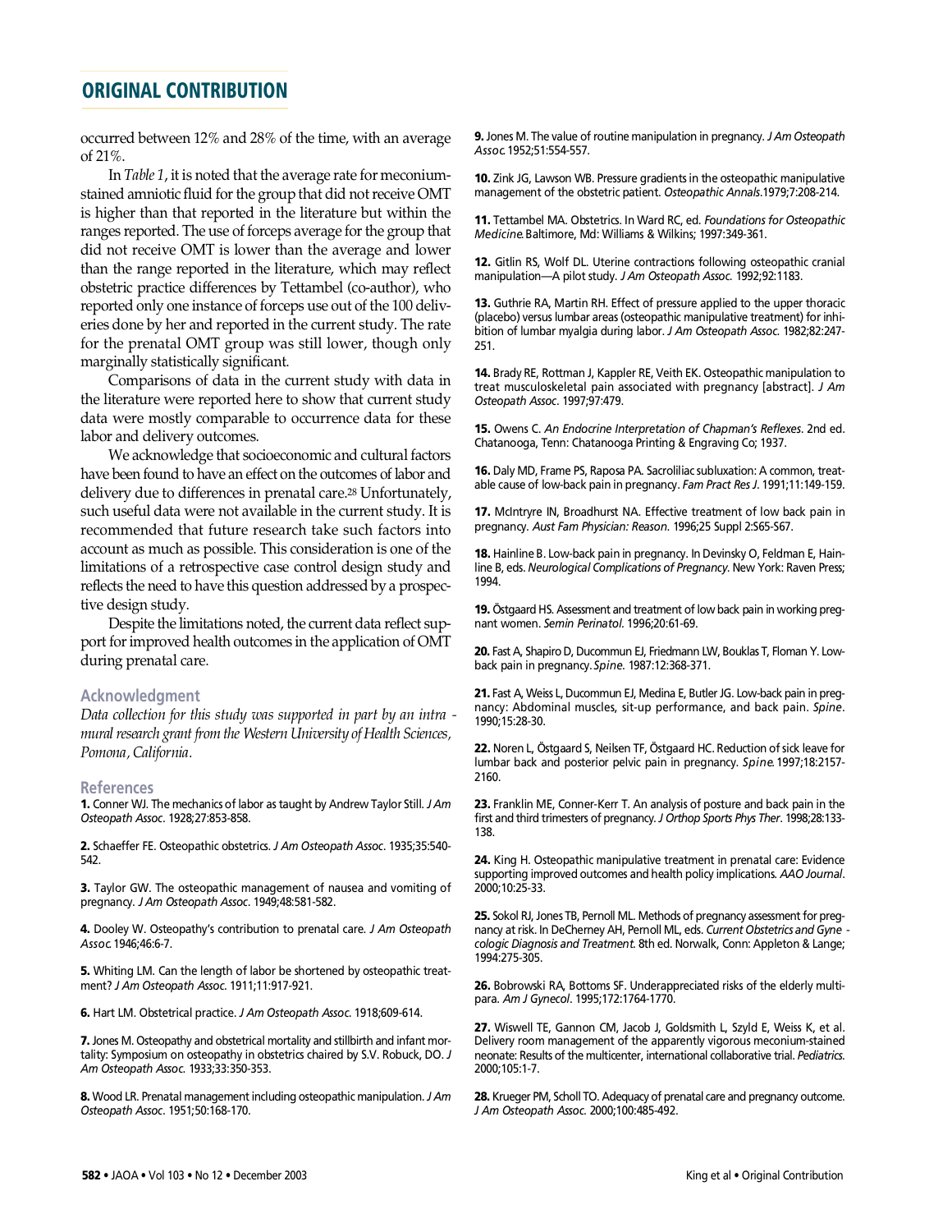occurred between 12% and 28% of the time, with an average of 21%.

In *Table 1*, it is noted that the average rate for meconium-stained amniotic fluid for the group that did not receive OMT is higher than that reported in the literature but within the ranges reported. The use of forceps average for the group that did not receive OMT is lower than the average and lower than the range reported in the literature, which may reflect obstetric practice differences by Tettambel (co-author), who reported only one instance of forceps use out of the 100 deliveries done by her and reported in the current study. The rate for the prenatal OMT group was still lower, though only marginally statistically significant.

Comparisons of data in the current study with data in the literature were reported here to show that current study data were mostly comparable to occurrence data for these labor and delivery outcomes.

We acknowledge that socioeconomic and cultural factors have been found to have an effect on the outcomes of labor and delivery due to differences in prenatal care.[28] Unfortunately, such useful data were not available in the current study. It is recommended that future research take such factors into account as much as possible. This consideration is one of the limitations of a retrospective case control design study and reflects the need to have this question addressed by a prospective design study.

Despite the limitations noted, the current data reflect support for improved health outcomes in the application of OMT during prenatal care.

## Acknowledgment

*Data collection for this study was supported in part by an intramural research grant from the Western University of Health Sciences, Pomona, California.*

## References

**1.** Conner WJ. The mechanics of labor as taught by Andrew Taylor Still. *J Am Osteopath Assoc*. 1928;27:853-858.

**2.** Schaeffer FE. Osteopathic obstetrics. *J Am Osteopath Assoc*. 1935;35:540-542.

**3.** Taylor GW. The osteopathic management of nausea and vomiting of pregnancy. *J Am Osteopath Assoc*. 1949;48:581-582.

**4.** Dooley W. Osteopathy's contribution to prenatal care. *J Am Osteopath Assoc.* 1946;46:6-7.

**5.** Whiting LM. Can the length of labor be shortened by osteopathic treatment? *J Am Osteopath Assoc*. 1911;11:917-921.

**6.** Hart LM. Obstetrical practice. *J Am Osteopath Assoc*. 1918;609-614.

**7.** Jones M. Osteopathy and obstetrical mortality and stillbirth and infant mortality: Symposium on osteopathy in obstetrics chaired by S.V. Robuck, DO. *J Am Osteopath Assoc.* 1933;33:350-353.

**8.** Wood LR. Prenatal management including osteopathic manipulation. *J Am Osteopath Assoc*. 1951;50:168-170.

**9.** Jones M. The value of routine manipulation in pregnancy. *J Am Osteopath Assoc.* 1952;51:554-557.

**10.** Zink JG, Lawson WB. Pressure gradients in the osteopathic manipulative management of the obstetric patient. *Osteopathic Annals.* 1979;7:208-214.

**11.** Tettambel MA. Obstetrics. In Ward RC, ed. *Foundations for Osteopathic Medicine.* Baltimore, Md: Williams & Wilkins; 1997:349-361.

**12.** Gitlin RS, Wolf DL. Uterine contractions following osteopathic cranial manipulation—A pilot study. *J Am Osteopath Assoc.* 1992;92:1183.

**13.** Guthrie RA, Martin RH. Effect of pressure applied to the upper thoracic (placebo) versus lumbar areas (osteopathic manipulative treatment) for inhibition of lumbar myalgia during labor. *J Am Osteopath Assoc.* 1982;82:247-251.

**14.** Brady RE, Rottman J, Kappler RE, Veith EK. Osteopathic manipulation to treat musculoskeletal pain associated with pregnancy [abstract]. *J Am Osteopath Assoc*. 1997;97:479.

**15.** Owens C. *An Endocrine Interpretation of Chapman's Reflexes*. 2nd ed. Chatanooga, Tenn: Chatanooga Printing & Engraving Co; 1937.

**16.** Daly MD, Frame PS, Raposa PA. Sacroliliac subluxation: A common, treatable cause of low-back pain in pregnancy. *Fam Pract Res J*. 1991;11:149-159.

**17.** McIntryre IN, Broadhurst NA. Effective treatment of low back pain in pregnancy. *Aust Fam Physician: Reason.* 1996;25 Suppl 2:S65-S67.

**18.** Hainline B. Low-back pain in pregnancy. In Devinsky O, Feldman E, Hainline B, eds. *Neurological Complications of Pregnancy*. New York: Raven Press; 1994.

**19.** Östgaard HS. Assessment and treatment of low back pain in working pregnant women. *Semin Perinatol.* 1996;20:61-69.

**20.** Fast A, Shapiro D, Ducommun EJ, Friedmann LW, Bouklas T, Floman Y. Low-back pain in pregnancy. *Spine.* 1987:12:368-371.

**21.** Fast A, Weiss L, Ducommun EJ, Medina E, Butler JG. Low-back pain in pregnancy: Abdominal muscles, sit-up performance, and back pain. *Spine*. 1990;15:28-30.

**22.** Noren L, Östgaard S, Neilsen TF, Östgaard HC. Reduction of sick leave for lumbar back and posterior pelvic pain in pregnancy. *Spine.* 1997;18:2157-2160.

**23.** Franklin ME, Conner-Kerr T. An analysis of posture and back pain in the first and third trimesters of pregnancy. *J Orthop Sports Phys Ther*. 1998;28:133-138.

**24.** King H. Osteopathic manipulative treatment in prenatal care: Evidence supporting improved outcomes and health policy implications. *AAO Journal*. 2000;10:25-33.

**25.** Sokol RJ, Jones TB, Pernoll ML. Methods of pregnancy assessment for pregnancy at risk. In DeCherney AH, Pernoll ML, eds. *Current Obstetrics and Gynecologic Diagnosis and Treatment.* 8th ed. Norwalk, Conn: Appleton & Lange; 1994:275-305.

**26.** Bobrowski RA, Bottoms SF. Underappreciated risks of the elderly multipara. *Am J Gynecol*. 1995;172:1764-1770.

**27.** Wiswell TE, Gannon CM, Jacob J, Goldsmith L, Szyld E, Weiss K, et al. Delivery room management of the apparently vigorous meconium-stained neonate: Results of the multicenter, international collaborative trial. *Pediatrics.* 2000;105:1-7.

**28.** Krueger PM, Scholl TO. Adequacy of prenatal care and pregnancy outcome. *J Am Osteopath Assoc.* 2000;100:485-492.